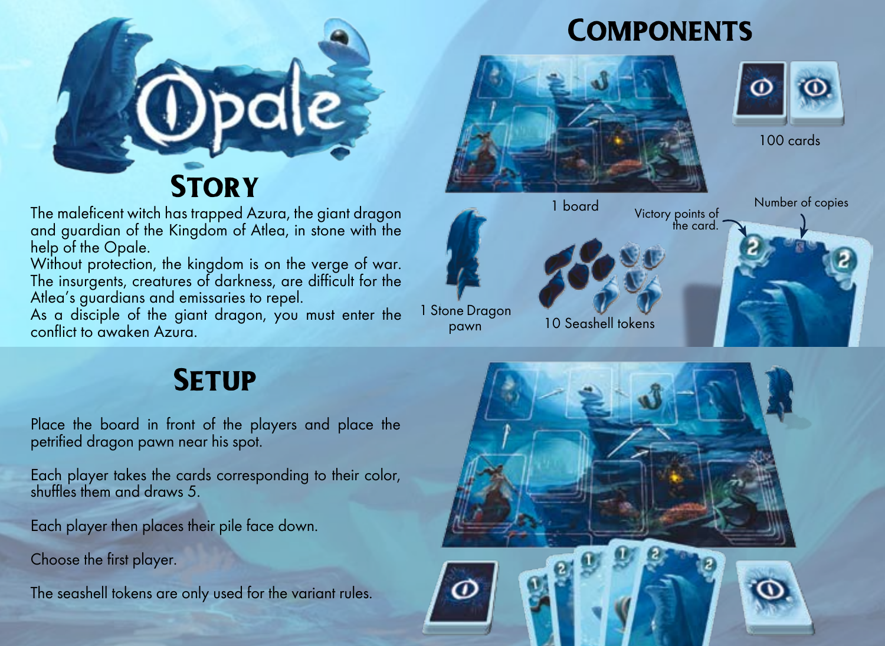# Opale

## Story

The maleficent witch has trapped Azura, the giant dragon and guardian of the Kingdom of Atlea, in stone with the help of the Opale.
Without protection, the kingdom is on the verge of war. The insurgents, creatures of darkness, are difficult for the Atlea's guardians and emissaries to repel.
As a disciple of the giant dragon, you must enter the conflict to awaken Azura.

## Components

- 1 board
- 100 cards
- 1 Stone Dragon pawn
- 10 Seashell tokens

Victory points of the card.

Number of copies

## Setup

Place the board in front of the players and place the petrified dragon pawn near his spot.

Each player takes the cards corresponding to their color, shuffles them and draws 5.

Each player then places their pile face down.

Choose the first player.

The seashell tokens are only used for the variant rules.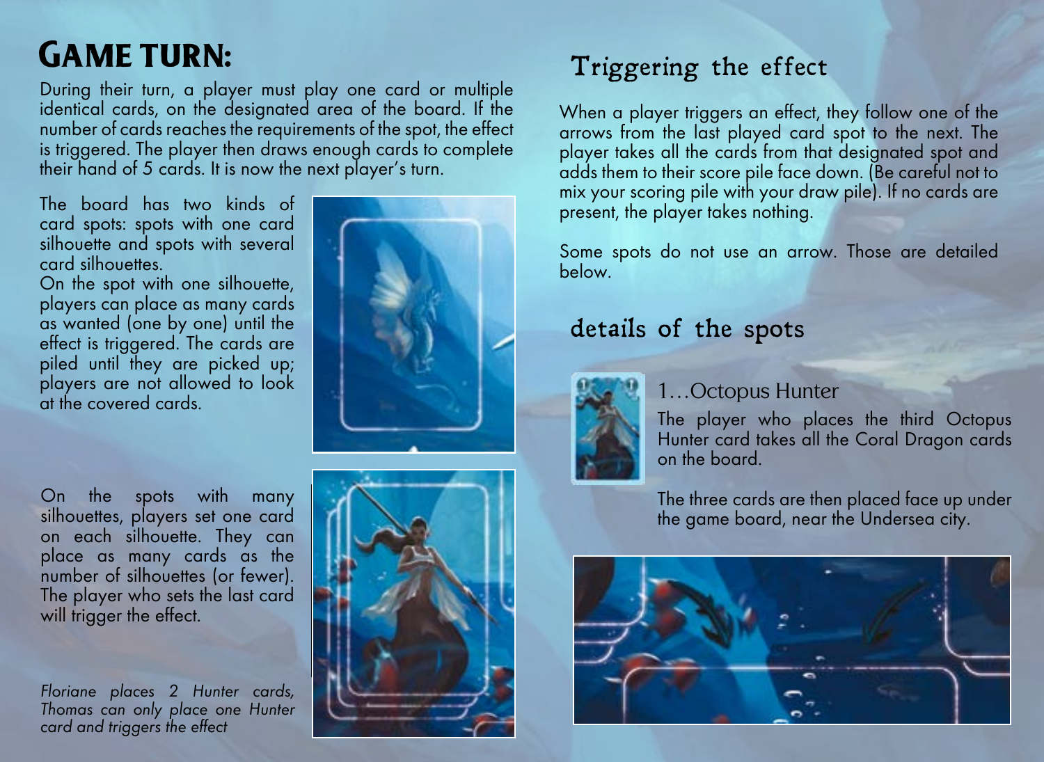# Game turn:

During their turn, a player must play one card or multiple identical cards, on the designated area of the board. If the number of cards reaches the requirements of the spot, the effect is triggered. The player then draws enough cards to complete their hand of 5 cards. It is now the next player's turn.

The board has two kinds of card spots: spots with one card silhouette and spots with several card silhouettes.

On the spot with one silhouette, players can place as many cards as wanted (one by one) until the effect is triggered. The cards are piled until they are picked up; players are not allowed to look at the covered cards.

On the spots with many silhouettes, players set one card on each silhouette. They can place as many cards as the number of silhouettes (or fewer). The player who sets the last card will trigger the effect.

*Floriane places 2 Hunter cards, Thomas can only place one Hunter card and triggers the effect*

## Triggering the effect

When a player triggers an effect, they follow one of the arrows from the last played card spot to the next. The player takes all the cards from that designated spot and adds them to their score pile face down. (Be careful not to mix your scoring pile with your draw pile). If no cards are present, the player takes nothing.

Some spots do not use an arrow. Those are detailed below.

## details of the spots

### 1…Octopus Hunter

The player who places the third Octopus Hunter card takes all the Coral Dragon cards on the board.

The three cards are then placed face up under the game board, near the Undersea city.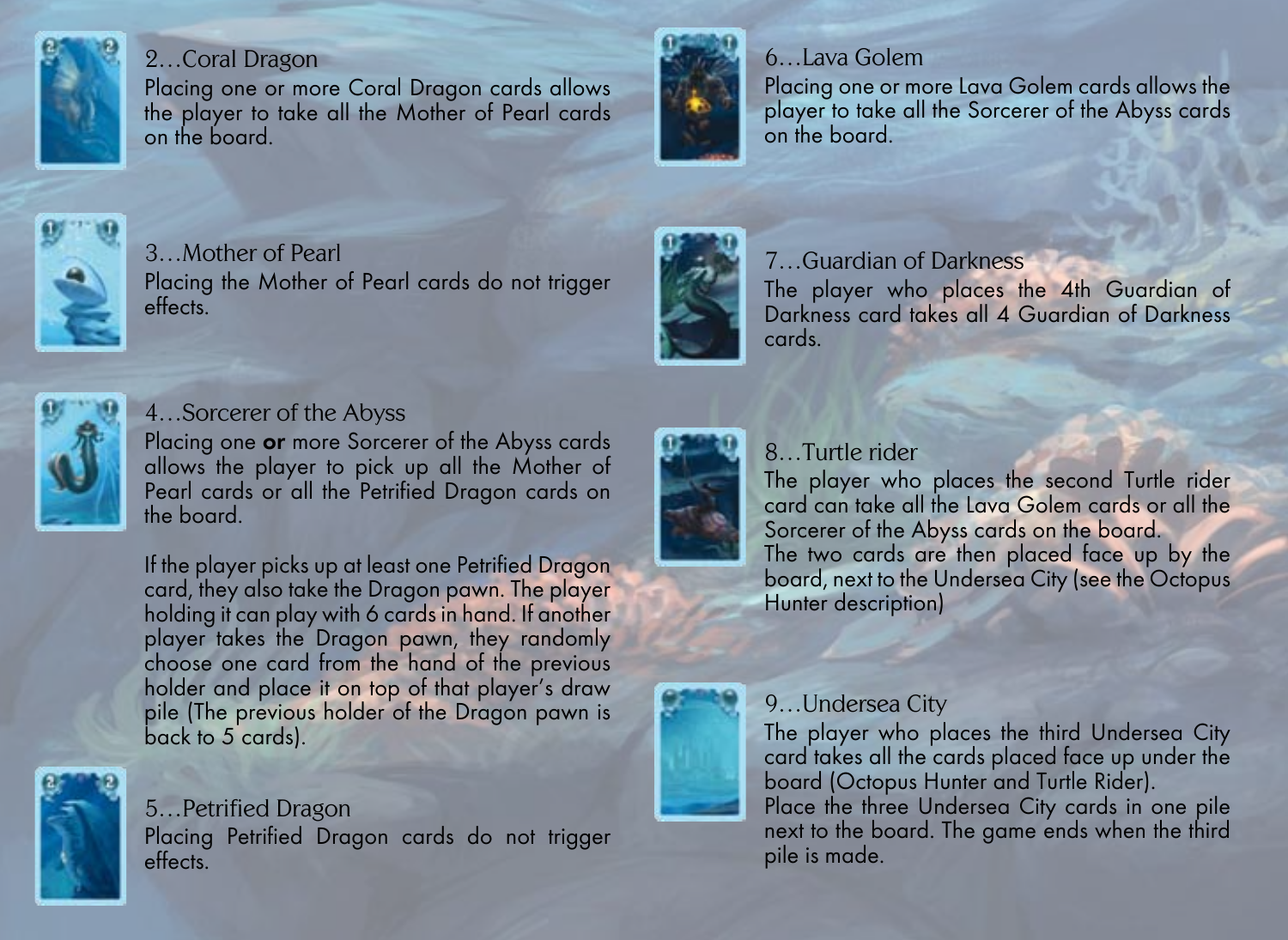## 2…Coral Dragon

Placing one or more Coral Dragon cards allows the player to take all the Mother of Pearl cards on the board.

## 3…Mother of Pearl

Placing the Mother of Pearl cards do not trigger effects.

## 4…Sorcerer of the Abyss

Placing one **or** more Sorcerer of the Abyss cards allows the player to pick up all the Mother of Pearl cards or all the Petrified Dragon cards on the board.

If the player picks up at least one Petrified Dragon card, they also take the Dragon pawn. The player holding it can play with 6 cards in hand. If another player takes the Dragon pawn, they randomly choose one card from the hand of the previous holder and place it on top of that player's draw pile (The previous holder of the Dragon pawn is back to 5 cards).

## 5…Petrified Dragon

Placing Petrified Dragon cards do not trigger effects.

## 6…Lava Golem

Placing one or more Lava Golem cards allows the player to take all the Sorcerer of the Abyss cards on the board.

## 7…Guardian of Darkness

The player who places the 4th Guardian of Darkness card takes all 4 Guardian of Darkness cards.

## 8…Turtle rider

The player who places the second Turtle rider card can take all the Lava Golem cards or all the Sorcerer of the Abyss cards on the board.
The two cards are then placed face up by the board, next to the Undersea City (see the Octopus Hunter description)

## 9…Undersea City

The player who places the third Undersea City card takes all the cards placed face up under the board (Octopus Hunter and Turtle Rider).
Place the three Undersea City cards in one pile next to the board. The game ends when the third pile is made.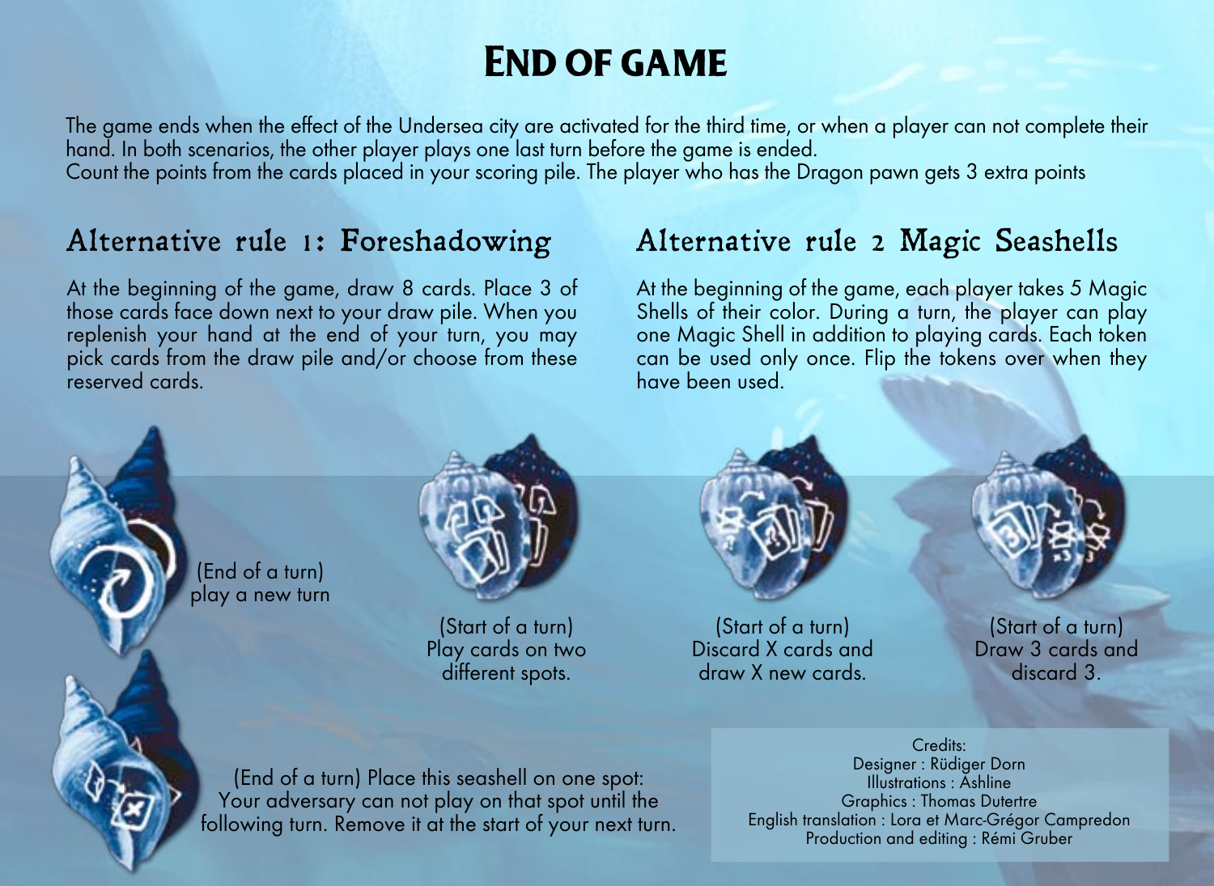# End of game

The game ends when the effect of the Undersea city are activated for the third time, or when a player can not complete their hand. In both scenarios, the other player plays one last turn before the game is ended.
Count the points from the cards placed in your scoring pile. The player who has the Dragon pawn gets 3 extra points

## Alternative rule 1: Foreshadowing

At the beginning of the game, draw 8 cards. Place 3 of those cards face down next to your draw pile. When you replenish your hand at the end of your turn, you may pick cards from the draw pile and/or choose from these reserved cards.

## Alternative rule 2 Magic Seashells

At the beginning of the game, each player takes 5 Magic Shells of their color. During a turn, the player can play one Magic Shell in addition to playing cards. Each token can be used only once. Flip the tokens over when they have been used.

(End of a turn) play a new turn

(Start of a turn) Play cards on two different spots.

(Start of a turn) Discard X cards and draw X new cards.

(Start of a turn) Draw 3 cards and discard 3.

(End of a turn) Place this seashell on one spot: Your adversary can not play on that spot until the following turn. Remove it at the start of your next turn.

Credits:
Designer : Rüdiger Dorn
Illustrations : Ashline
Graphics : Thomas Dutertre
English translation : Lora et Marc-Grégor Campredon
Production and editing : Rémi Gruber